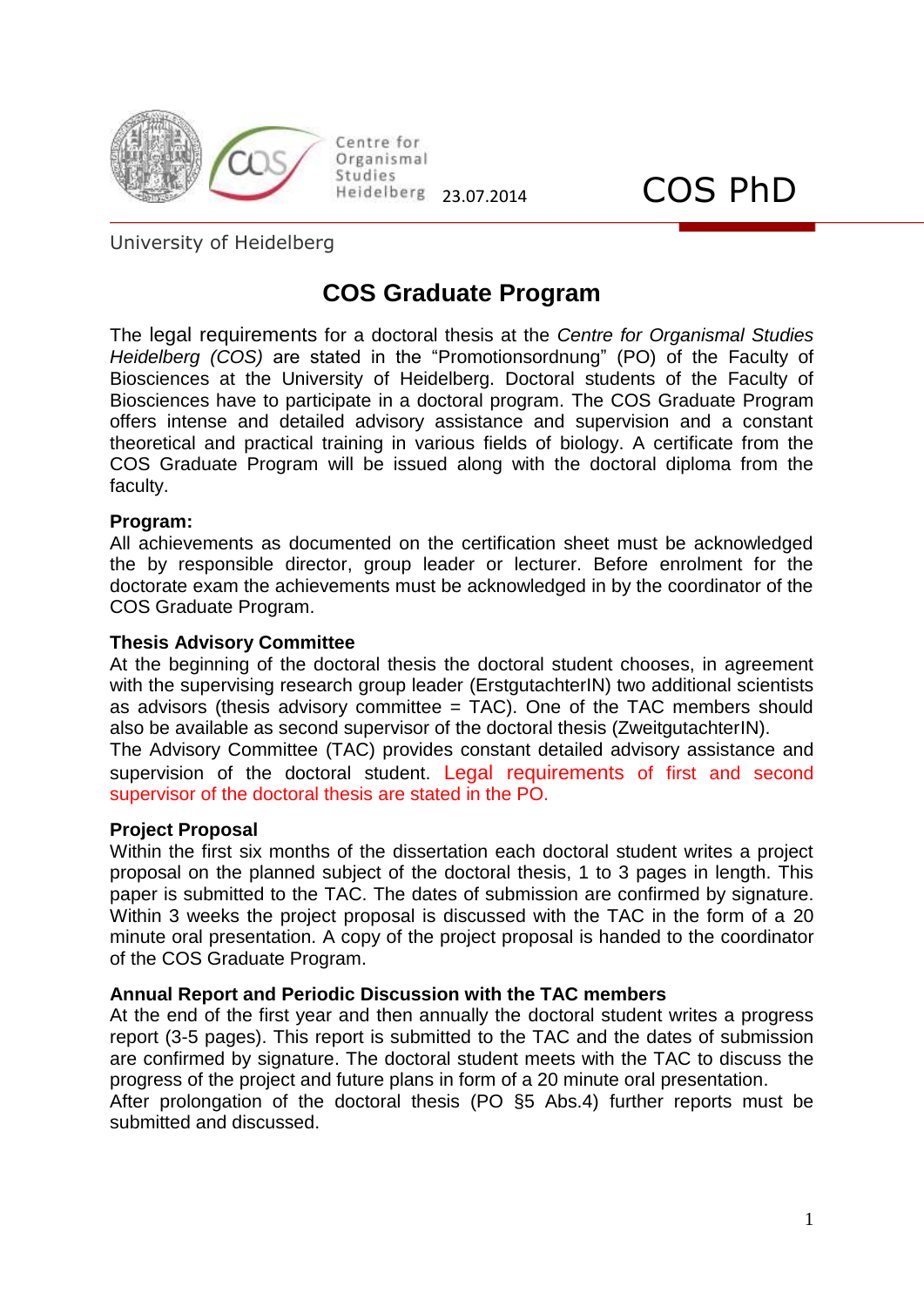Centre for Organismal Studies Heidelberg 23.07.2014

COS PhD

University of Heidelberg

# COS Graduate Program

The legal requirements for a doctoral thesis at the *Centre for Organismal Studies Heidelberg (COS)* are stated in the "Promotionsordnung" (PO) of the Faculty of Biosciences at the University of Heidelberg. Doctoral students of the Faculty of Biosciences have to participate in a doctoral program. The COS Graduate Program offers intense and detailed advisory assistance and supervision and a constant theoretical and practical training in various fields of biology. A certificate from the COS Graduate Program will be issued along with the doctoral diploma from the faculty.

**Program:**
All achievements as documented on the certification sheet must be acknowledged the by responsible director, group leader or lecturer. Before enrolment for the doctorate exam the achievements must be acknowledged in by the coordinator of the COS Graduate Program.

**Thesis Advisory Committee**
At the beginning of the doctoral thesis the doctoral student chooses, in agreement with the supervising research group leader (ErstgutachterIN) two additional scientists as advisors (thesis advisory committee = TAC). One of the TAC members should also be available as second supervisor of the doctoral thesis (ZweitgutachterIN).
The Advisory Committee (TAC) provides constant detailed advisory assistance and supervision of the doctoral student. Legal requirements of first and second supervisor of the doctoral thesis are stated in the PO.

**Project Proposal**
Within the first six months of the dissertation each doctoral student writes a project proposal on the planned subject of the doctoral thesis, 1 to 3 pages in length. This paper is submitted to the TAC. The dates of submission are confirmed by signature. Within 3 weeks the project proposal is discussed with the TAC in the form of a 20 minute oral presentation. A copy of the project proposal is handed to the coordinator of the COS Graduate Program.

**Annual Report and Periodic Discussion with the TAC members**
At the end of the first year and then annually the doctoral student writes a progress report (3-5 pages). This report is submitted to the TAC and the dates of submission are confirmed by signature. The doctoral student meets with the TAC to discuss the progress of the project and future plans in form of a 20 minute oral presentation.
After prolongation of the doctoral thesis (PO §5 Abs.4) further reports must be submitted and discussed.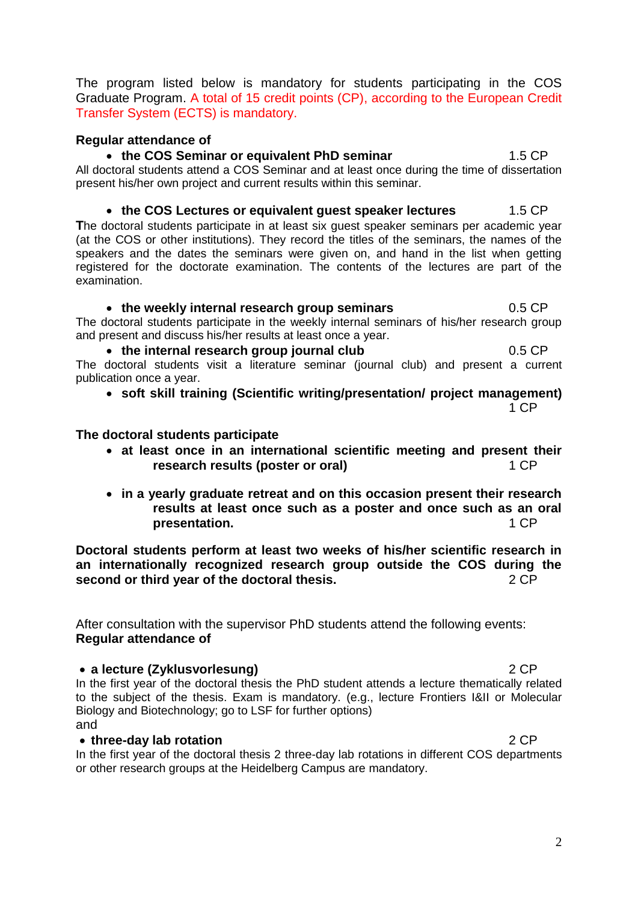The program listed below is mandatory for students participating in the COS Graduate Program. A total of 15 credit points (CP), according to the European Credit Transfer System (ECTS) is mandatory.

**Regular attendance of**

- **the COS Seminar or equivalent PhD seminar** 1.5 CP

All doctoral students attend a COS Seminar and at least once during the time of dissertation present his/her own project and current results within this seminar.

- **the COS Lectures or equivalent guest speaker lectures** 1.5 CP

**T**he doctoral students participate in at least six guest speaker seminars per academic year (at the COS or other institutions). They record the titles of the seminars, the names of the speakers and the dates the seminars were given on, and hand in the list when getting registered for the doctorate examination. The contents of the lectures are part of the examination.

- **the weekly internal research group seminars** 0.5 CP

The doctoral students participate in the weekly internal seminars of his/her research group and present and discuss his/her results at least once a year.

- **the internal research group journal club** 0.5 CP

The doctoral students visit a literature seminar (journal club) and present a current publication once a year.

- **soft skill training (Scientific writing/presentation/ project management)** 1 CP

**The doctoral students participate**

- **at least once in an international scientific meeting and present their research results (poster or oral)** 1 CP
- **in a yearly graduate retreat and on this occasion present their research results at least once such as a poster and once such as an oral presentation.** 1 CP

**Doctoral students perform at least two weeks of his/her scientific research in an internationally recognized research group outside the COS during the second or third year of the doctoral thesis.** 2 CP

After consultation with the supervisor PhD students attend the following events:
**Regular attendance of**

- **a lecture (Zyklusvorlesung)** 2 CP

In the first year of the doctoral thesis the PhD student attends a lecture thematically related to the subject of the thesis. Exam is mandatory. (e.g., lecture Frontiers I&II or Molecular Biology and Biotechnology; go to LSF for further options)
and

- **three-day lab rotation** 2 CP

In the first year of the doctoral thesis 2 three-day lab rotations in different COS departments or other research groups at the Heidelberg Campus are mandatory.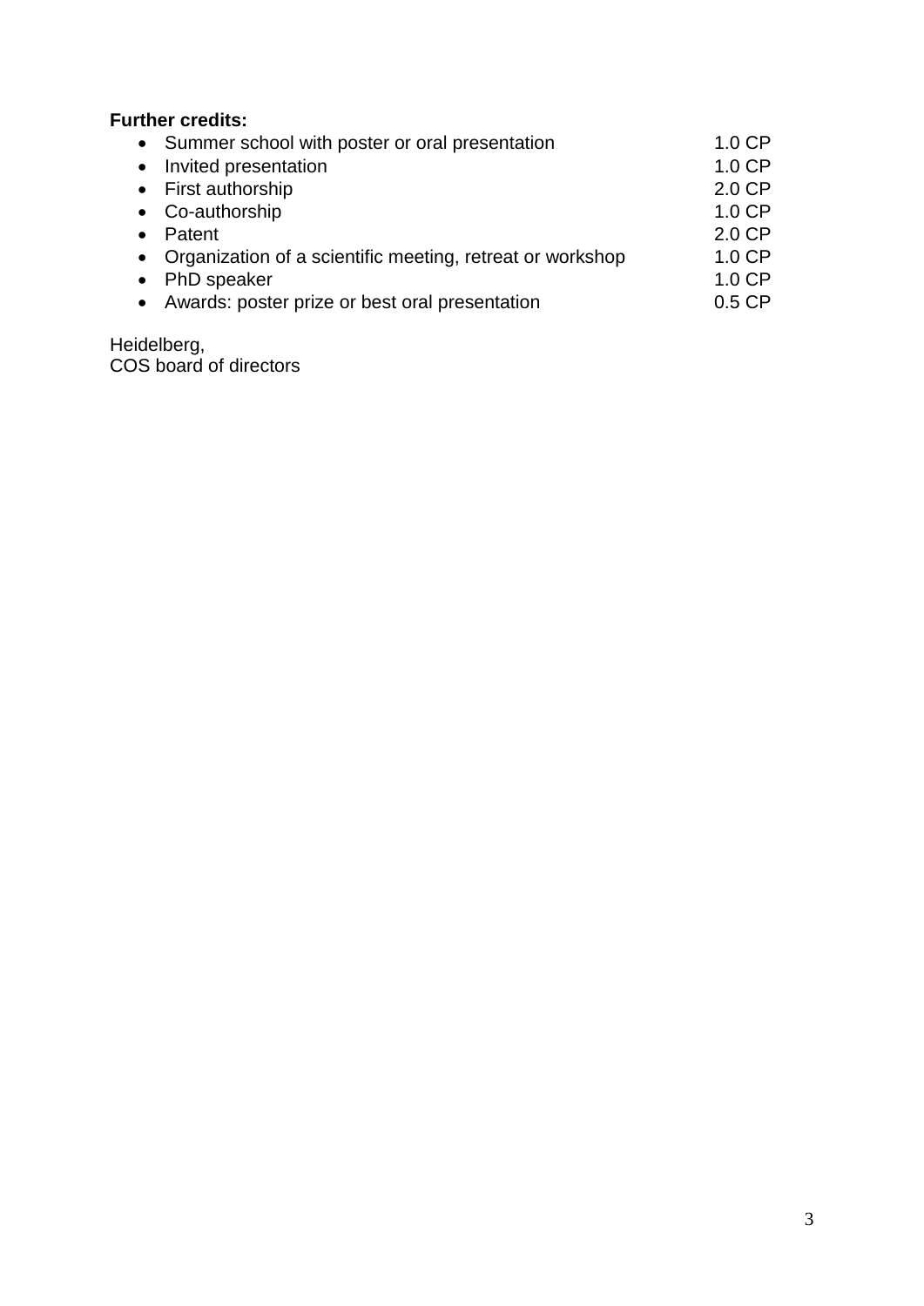**Further credits:**

- Summer school with poster or oral presentation 1.0 CP
- Invited presentation 1.0 CP
- First authorship 2.0 CP
- Co-authorship 1.0 CP
- Patent 2.0 CP
- Organization of a scientific meeting, retreat or workshop 1.0 CP
- PhD speaker 1.0 CP
- Awards: poster prize or best oral presentation 0.5 CP

Heidelberg,
COS board of directors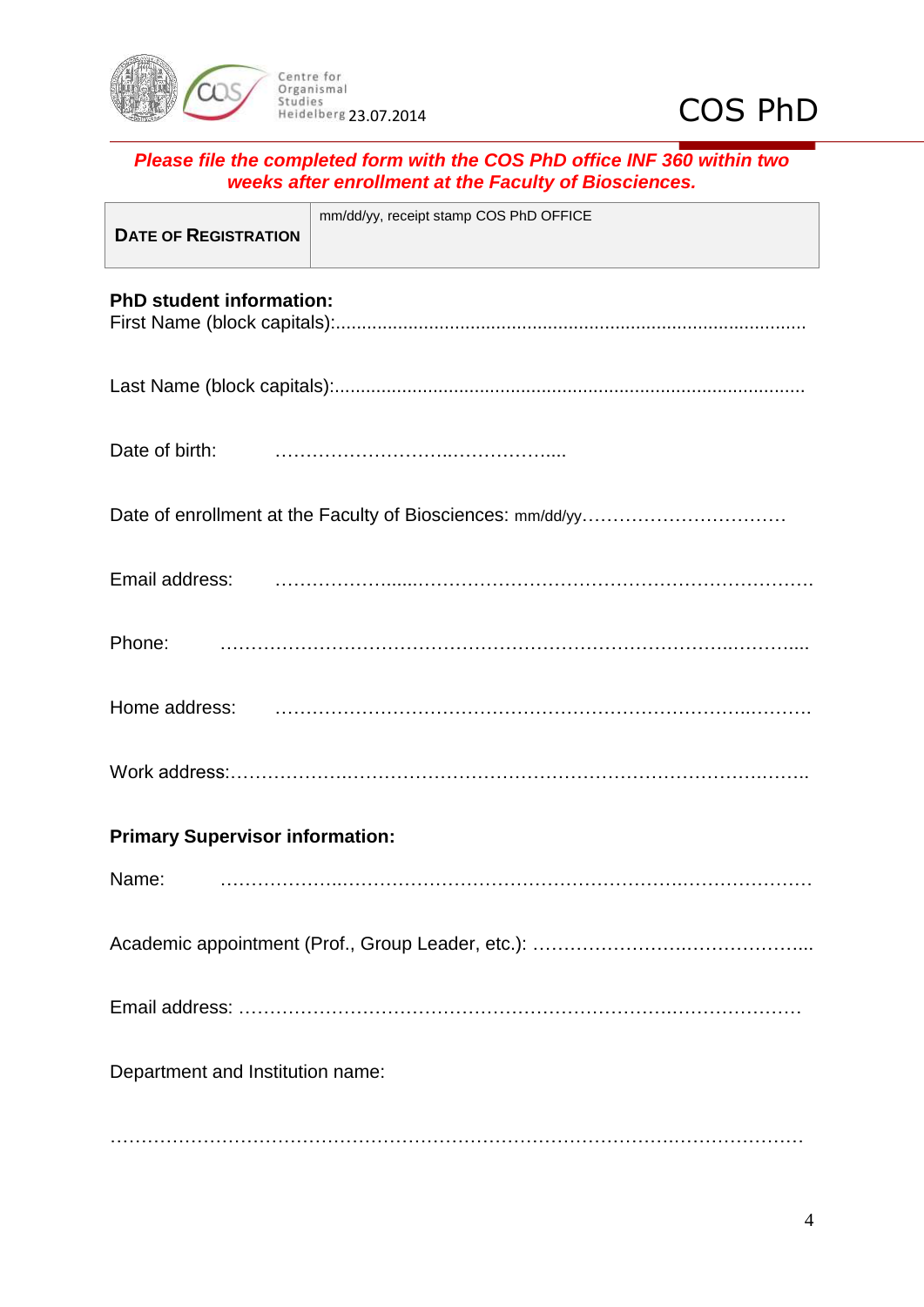Centre for Organismal Studies Heidelberg 23.07.2014

COS PhD

***Please file the completed form with the COS PhD office INF 360 within two weeks after enrollment at the Faculty of Biosciences.***

| **DATE OF REGISTRATION** | mm/dd/yy, receipt stamp COS PhD OFFICE |
|---|---|

**PhD student information:**

First Name (block capitals):.........................................................................................

Last Name (block capitals):.........................................................................................

Date of birth: ………………………..……………....

Date of enrollment at the Faculty of Biosciences: mm/dd/yy……………………………

Email address: ………………....…………………………………………………………….

Phone: ……………………………………………………………………….………....

Home address: ………………………………………………………………..……….

Work address:………………..…………………………………………………….……..

**Primary Supervisor information:**

Name: ………………..……………………………………………….…………………

Academic appointment (Prof., Group Leader, etc.): …………………….……………...

Email address: …………………………………………………………….………………

Department and Institution name:

……………………………………………………………………………….…………………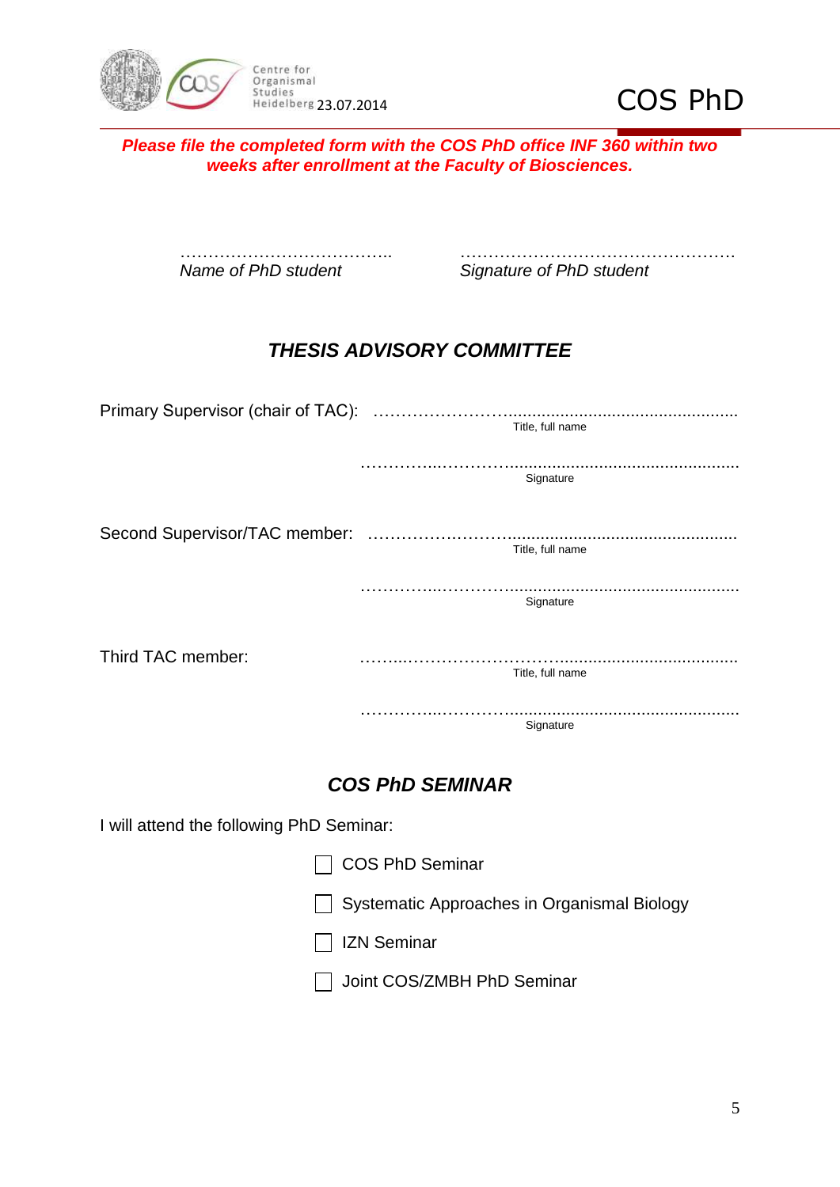**_Please file the completed form with the COS PhD office INF 360 within two weeks after enrollment at the Faculty of Biosciences._**

………………………………..  
*Name of PhD student*

…………………………………………  
*Signature of PhD student*

## *THESIS ADVISORY COMMITTEE*

Primary Supervisor (chair of TAC): ……………………..............................................  
Title, full name

……………..………….................................................  
Signature

Second Supervisor/TAC member: …………….…………..............................................  
Title, full name

……………..………….................................................  
Signature

Third TAC member: ……...………………………….....................................  
Title, full name

……………..………….................................................  
Signature

## *COS PhD SEMINAR*

I will attend the following PhD Seminar:

- ☐ COS PhD Seminar
- ☐ Systematic Approaches in Organismal Biology
- ☐ IZN Seminar
- ☐ Joint COS/ZMBH PhD Seminar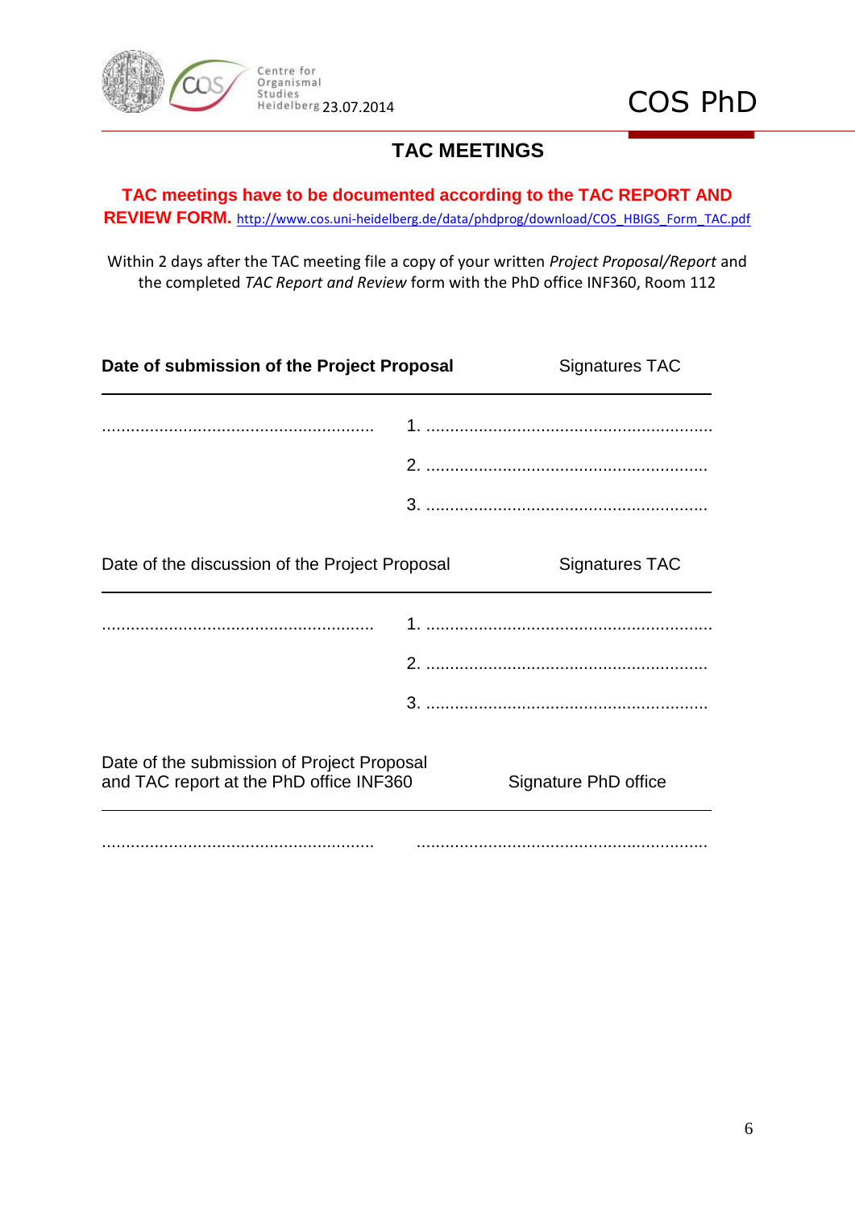# TAC MEETINGS

**TAC meetings have to be documented according to the TAC REPORT AND REVIEW FORM.** http://www.cos.uni-heidelberg.de/data/phdprog/download/COS_HBIGS_Form_TAC.pdf

Within 2 days after the TAC meeting file a copy of your written *Project Proposal/Report* and the completed *TAC Report and Review* form with the PhD office INF360, Room 112

| **Date of submission of the Project Proposal** | Signatures TAC |
| --- | --- |
| ......................................................... | 1. ............................................................ |
| | 2. ........................................................... |
| | 3. ........................................................... |

| Date of the discussion of the Project Proposal | Signatures TAC |
| --- | --- |
| ......................................................... | 1. ............................................................ |
| | 2. ........................................................... |
| | 3. ........................................................... |

| Date of the submission of Project Proposal and TAC report at the PhD office INF360 | Signature PhD office |
| --- | --- |
| ......................................................... | ............................................................. |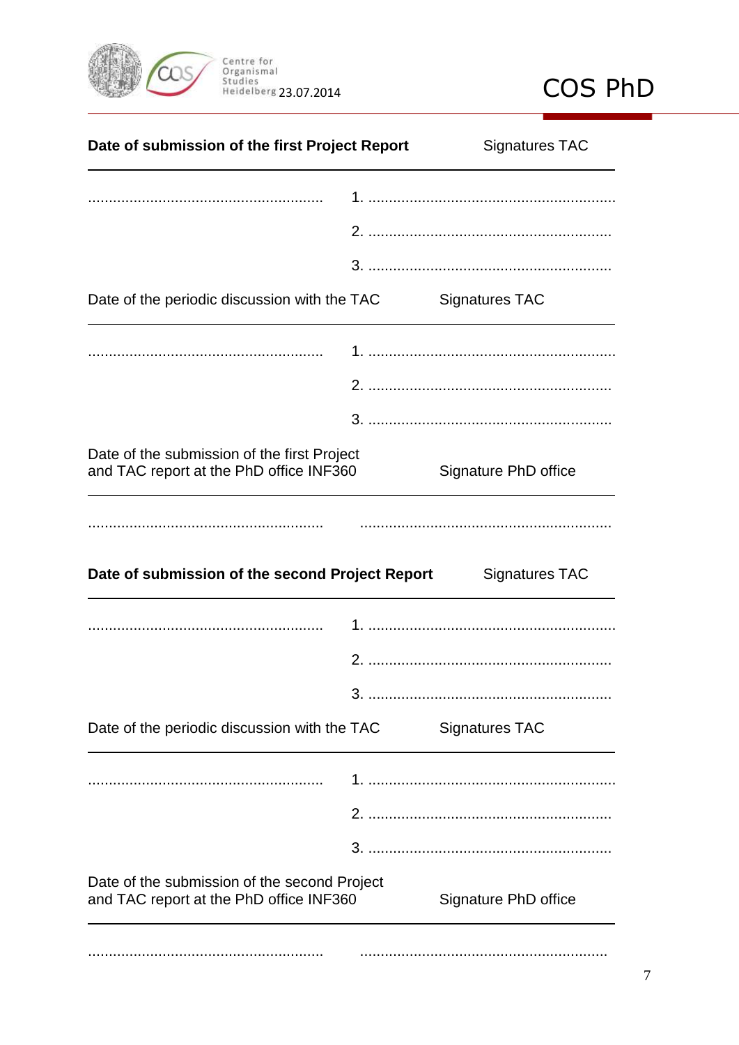**Date of submission of the first Project Report** Signatures TAC

........................................................ 1. ...........................................................

2. ..........................................................

3. ..........................................................

Date of the periodic discussion with the TAC Signatures TAC

........................................................ 1. ...........................................................

2. ..........................................................

3. ..........................................................

Date of the submission of the first Project and TAC report at the PhD office INF360 Signature PhD office

........................................................ ............................................................

**Date of submission of the second Project Report** Signatures TAC

........................................................ 1. ...........................................................

2. ..........................................................

3. ..........................................................

Date of the periodic discussion with the TAC Signatures TAC

........................................................ 1. ...........................................................

2. ..........................................................

3. ..........................................................

Date of the submission of the second Project and TAC report at the PhD office INF360 Signature PhD office

........................................................ ............................................................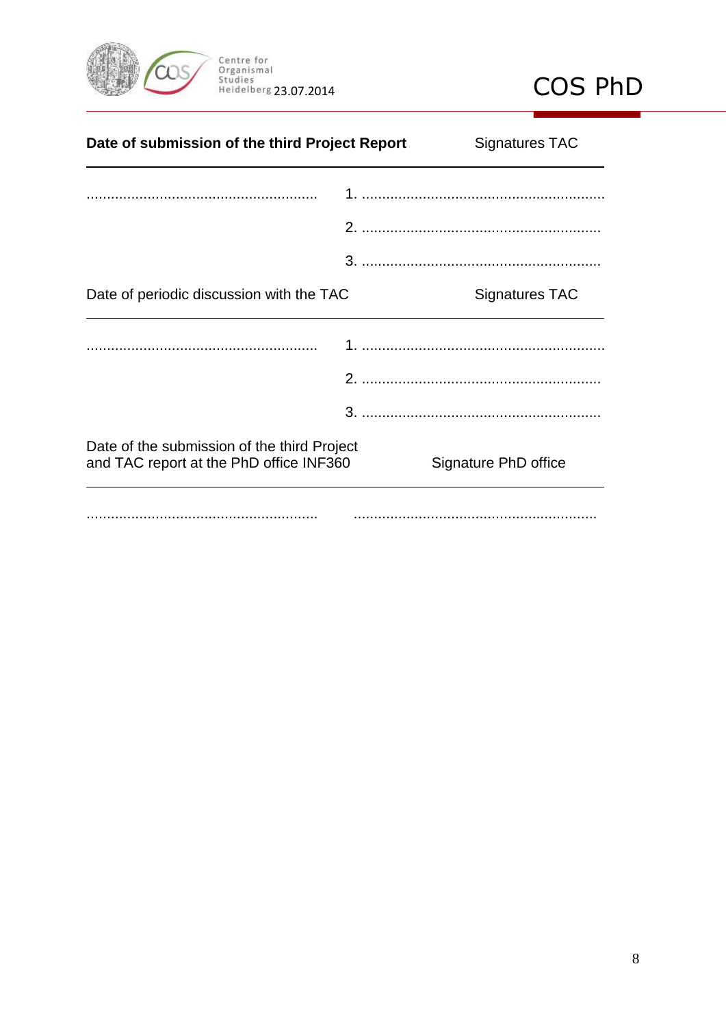**Date of submission of the third Project Report** | Signatures TAC

........................................................ 1. ............................................................

2. ...........................................................

3. ...........................................................

Date of periodic discussion with the TAC | Signatures TAC

........................................................ 1. ............................................................

2. ...........................................................

3. ...........................................................

Date of the submission of the third Project and TAC report at the PhD office INF360 | Signature PhD office

........................................................ ............................................................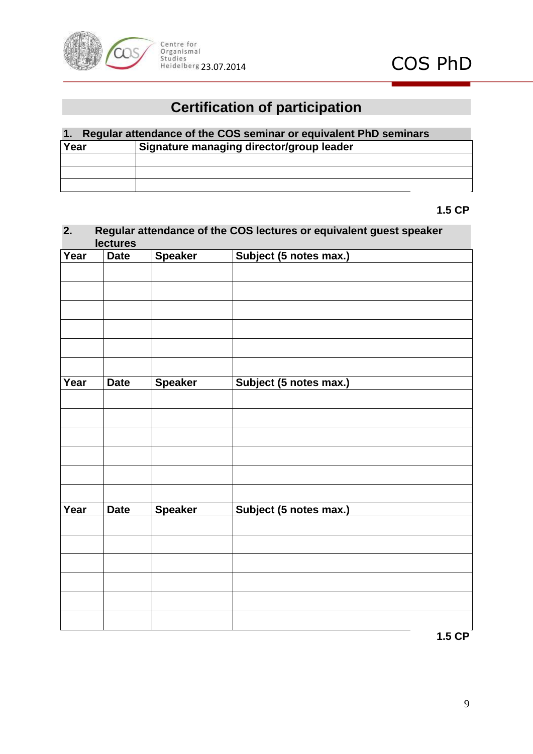# Certification of participation

## 1. Regular attendance of the COS seminar or equivalent PhD seminars

| Year | Signature managing director/group leader |
|---|---|
| | |
| | |
| | |

**1.5 CP**

## 2. Regular attendance of the COS lectures or equivalent guest speaker lectures

| Year | Date | Speaker | Subject (5 notes max.) |
|---|---|---|---|
| | | | |
| | | | |
| | | | |
| | | | |
| | | | |
| | | | |
| **Year** | **Date** | **Speaker** | **Subject (5 notes max.)** |
| | | | |
| | | | |
| | | | |
| | | | |
| | | | |
| | | | |
| **Year** | **Date** | **Speaker** | **Subject (5 notes max.)** |
| | | | |
| | | | |
| | | | |
| | | | |
| | | | |
| | | | |

**1.5 CP**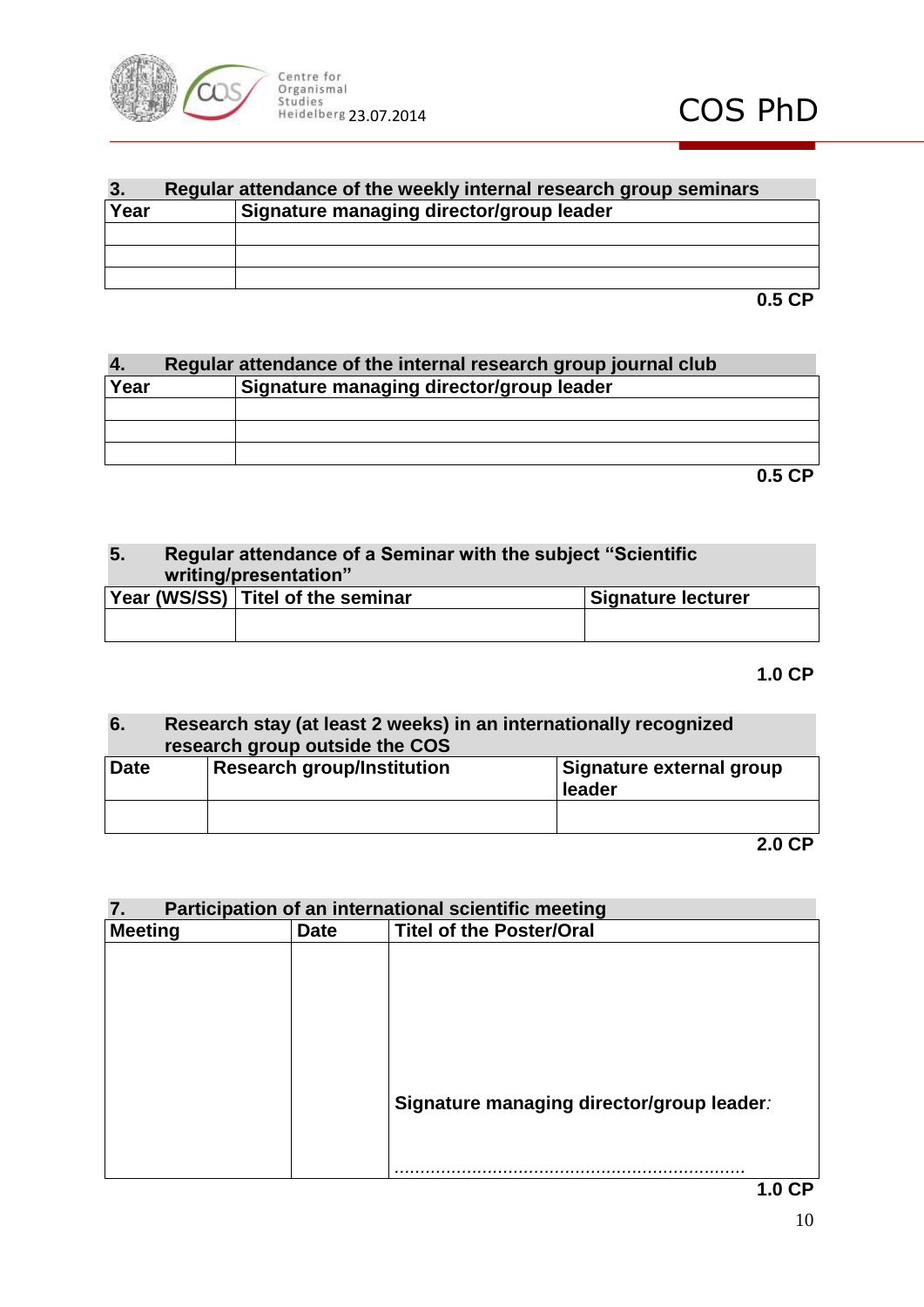### 3. Regular attendance of the weekly internal research group seminars

| Year | Signature managing director/group leader |
|---|---|
| | |
| | |
| | |

**0.5 CP**

### 4. Regular attendance of the internal research group journal club

| Year | Signature managing director/group leader |
|---|---|
| | |
| | |
| | |

**0.5 CP**

### 5. Regular attendance of a Seminar with the subject “Scientific writing/presentation”

| Year (WS/SS) | Titel of the seminar | Signature lecturer |
|---|---|---|
| | | |

**1.0 CP**

### 6. Research stay (at least 2 weeks) in an internationally recognized research group outside the COS

| Date | Research group/Institution | Signature external group leader |
|---|---|---|
| | | |

**2.0 CP**

### 7. Participation of an international scientific meeting

| Meeting | Date | Titel of the Poster/Oral |
|---|---|---|
| | | **Signature managing director/group leader**: ................................................................... |

**1.0 CP**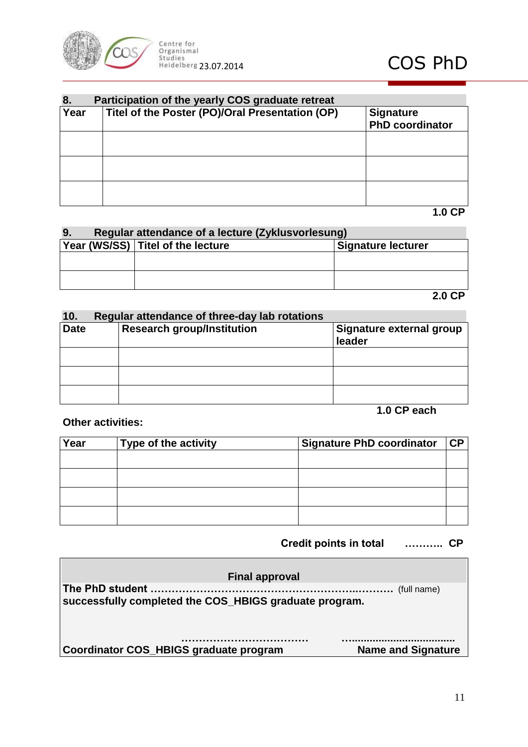| 8. | Participation of the yearly COS graduate retreat | |
|---|---|---|
| **Year** | **Titel of the Poster (PO)/Oral Presentation (OP)** | **Signature PhD coordinator** |
| | | |
| | | |
| | | |

**1.0 CP**

| 9. | Regular attendance of a lecture (Zyklusvorlesung) | |
|---|---|---|
| **Year (WS/SS)** | **Titel of the lecture** | **Signature lecturer** |
| | | |
| | | |

**2.0 CP**

| 10. | Regular attendance of three-day lab rotations | |
|---|---|---|
| **Date** | **Research group/Institution** | **Signature external group leader** |
| | | |
| | | |
| | | |

**1.0 CP each**

**Other activities:**

| Year | Type of the activity | Signature PhD coordinator | CP |
|---|---|---|---|
| | | | |
| | | | |
| | | | |
| | | | |

**Credit points in total ……….. CP**

**Final approval**

**The PhD student …………………………………………………..………** (full name)
**successfully completed the COS_HBIGS graduate program.**

……………………………… ….................................

**Coordinator COS_HBIGS graduate program** **Name and Signature**